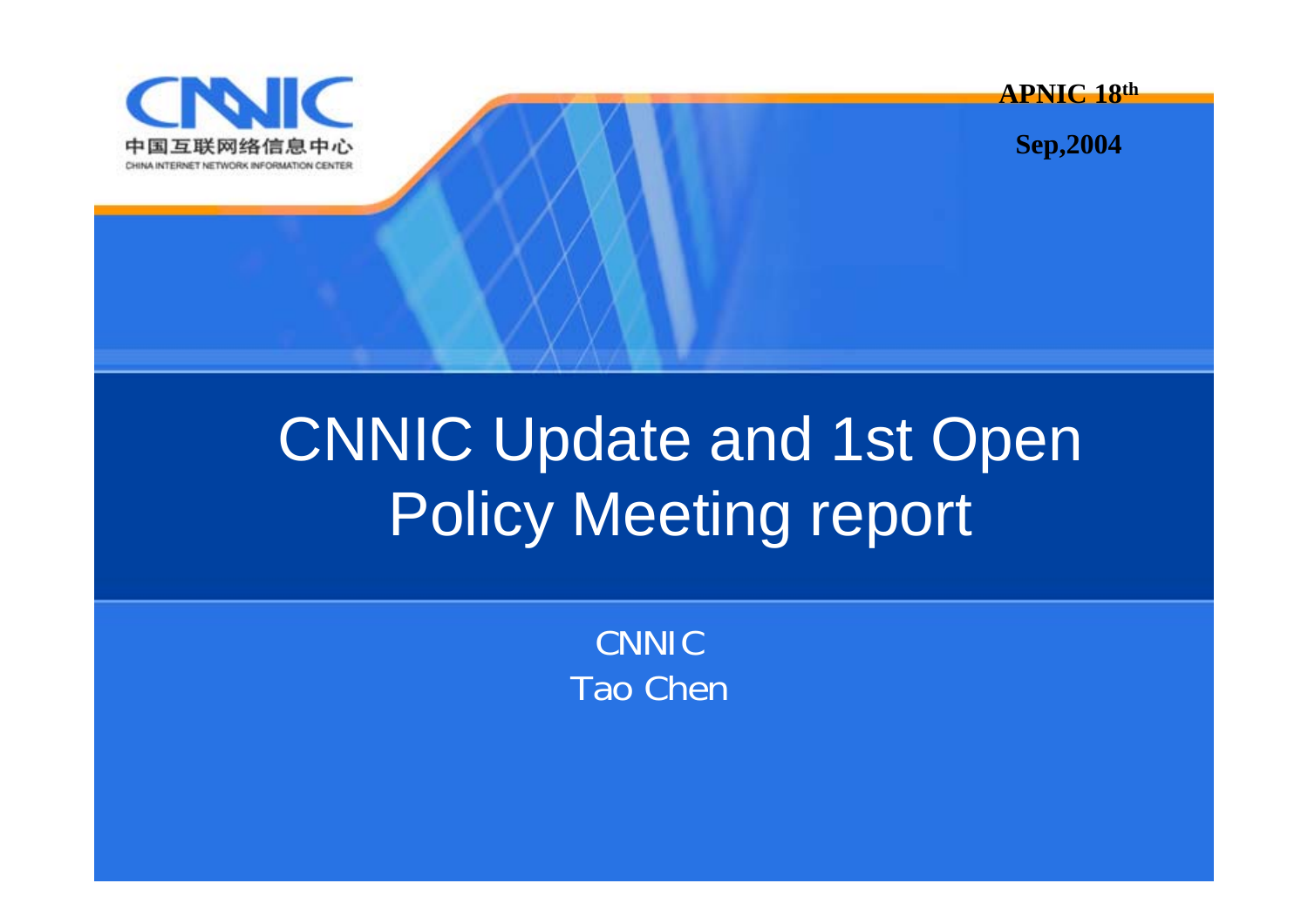CNNIC
中国互联网络信息中心
CHINA INTERNET NETWORK INFORMATION CENTER

**APNIC 18th**

**Sep,2004**

# CNNIC Update and 1st Open Policy Meeting report

CNNIC
Tao Chen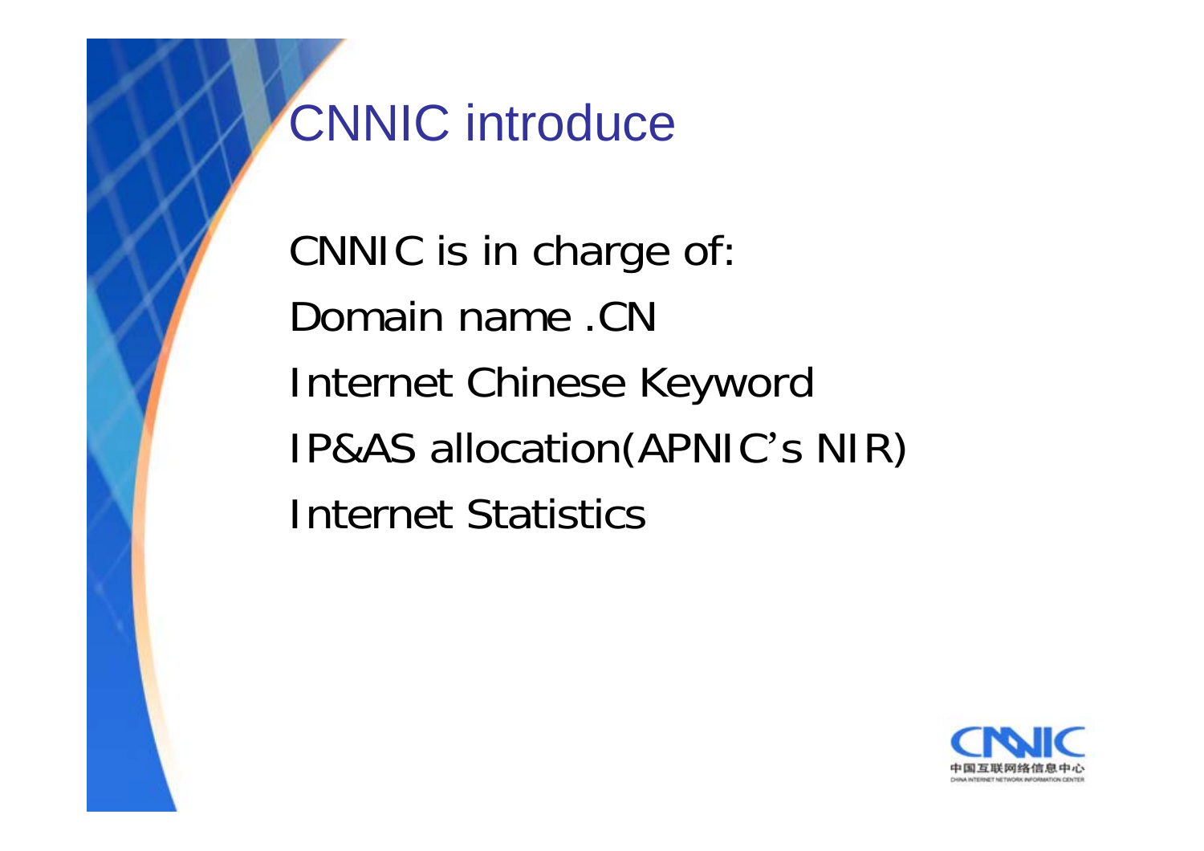# CNNIC introduce

CNNIC is in charge of:

Domain name .CN

Internet Chinese Keyword

IP&AS allocation(APNIC's NIR)

Internet Statistics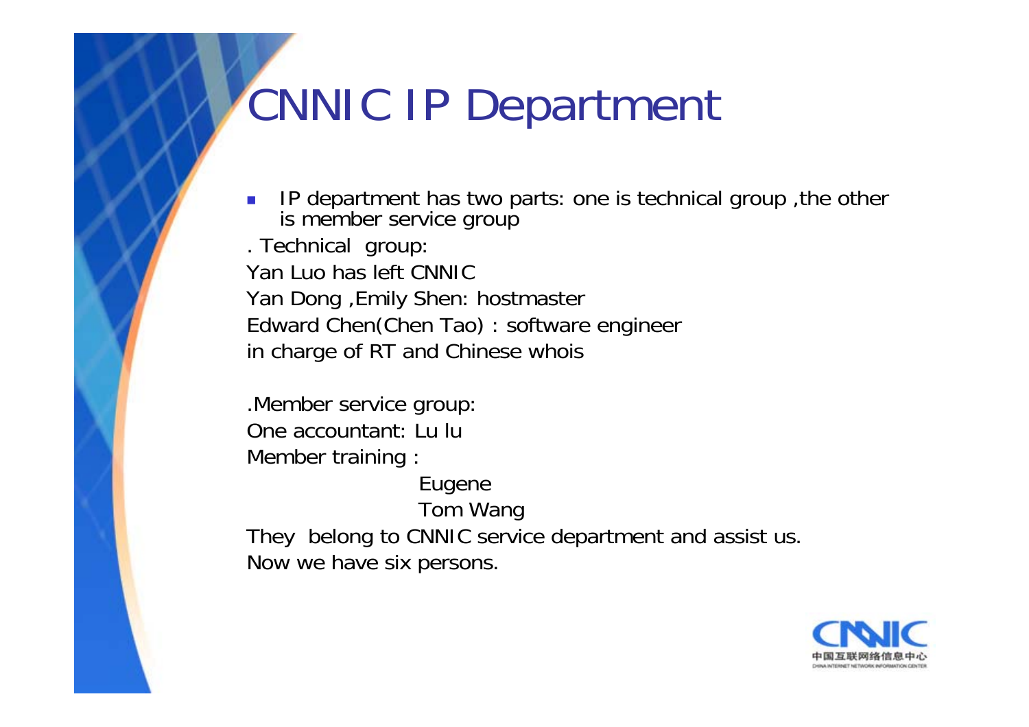# CNNIC IP Department

- IP department has two parts: one is technical group ,the other is member service group

. Technical group:

Yan Luo has left CNNIC

Yan Dong ,Emily Shen: hostmaster

Edward Chen(Chen Tao) : software engineer

in charge of RT and Chinese whois

.Member service group:

One accountant: Lu lu

Member training :

Eugene

Tom Wang

They belong to CNNIC service department and assist us.

Now we have six persons.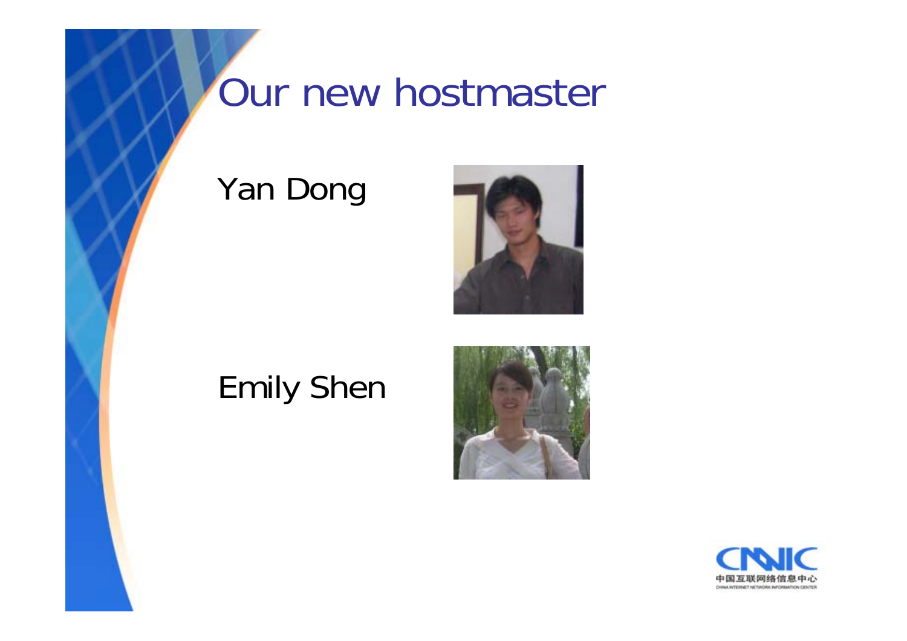# Our new hostmaster

Yan Dong

Emily Shen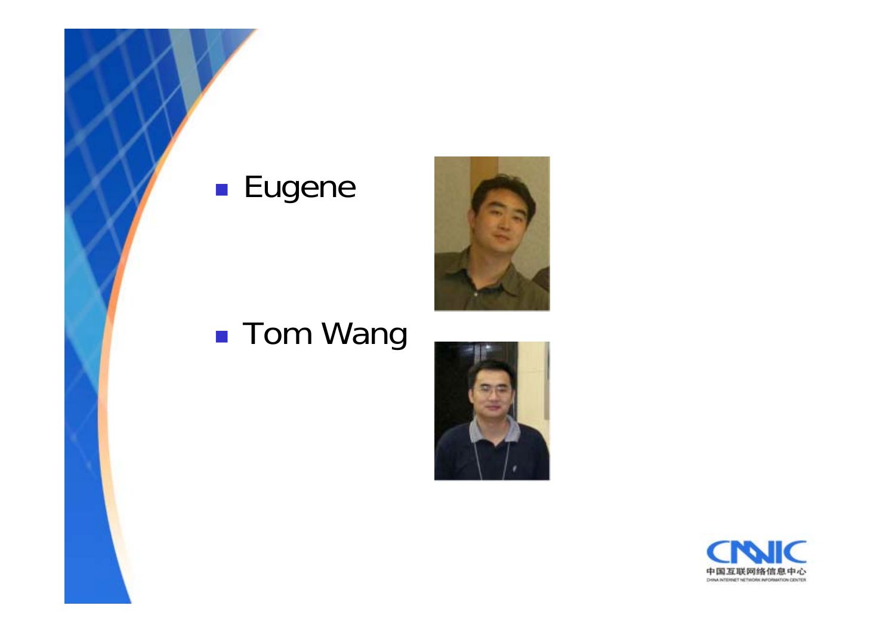- Eugene
- Tom Wang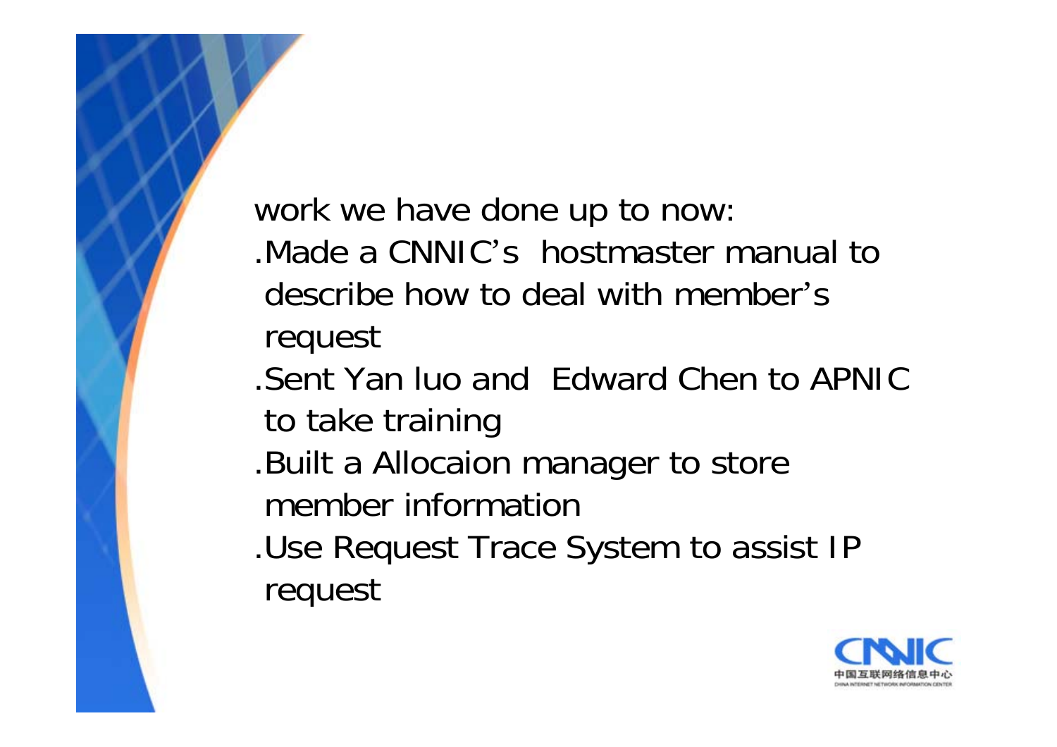work we have done up to now:

- .Made a CNNIC’s hostmaster manual to describe how to deal with member’s request
- .Sent Yan luo and Edward Chen to APNIC to take training
- .Built a Allocaion manager to store member information
- .Use Request Trace System to assist IP request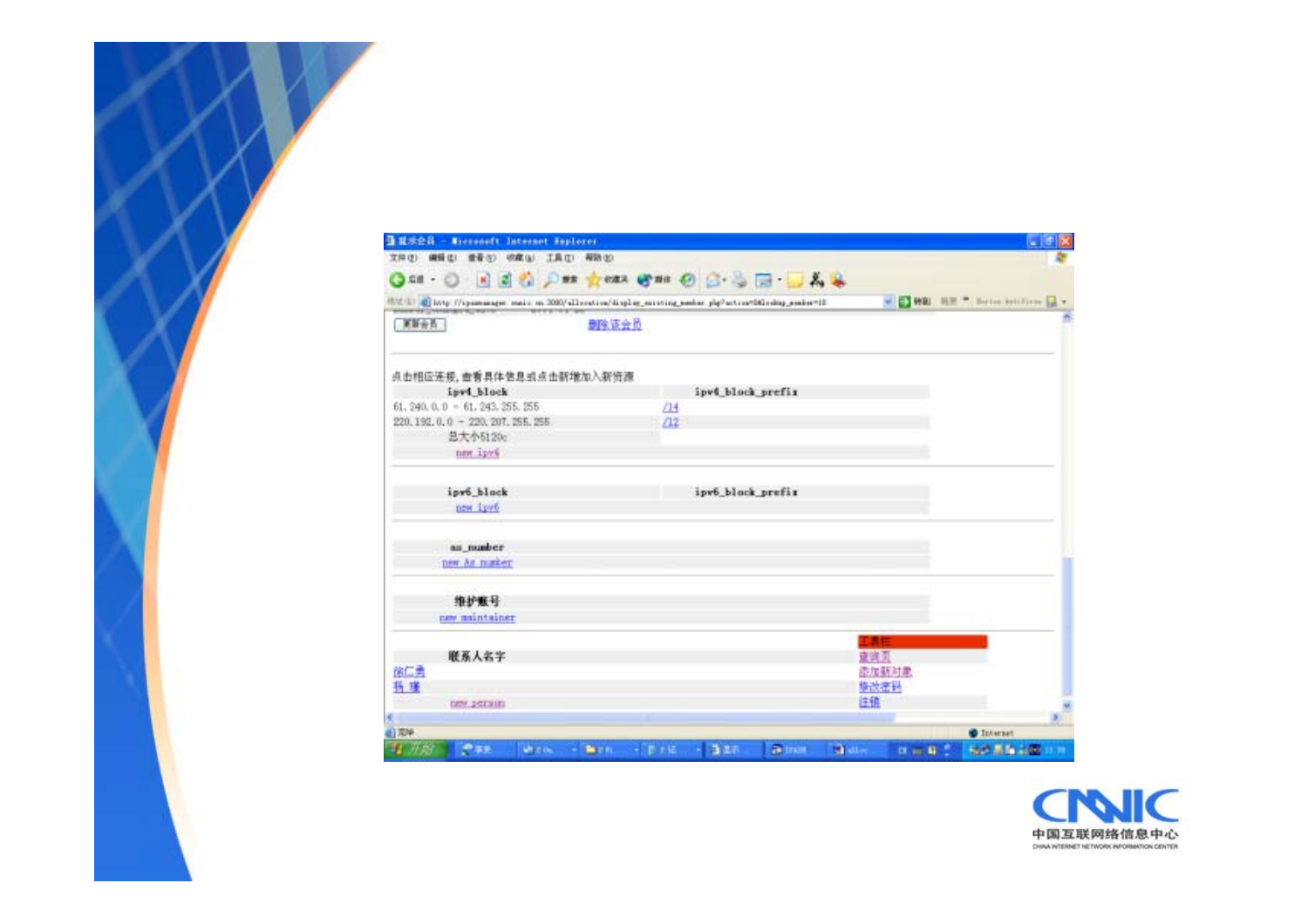更新会员 删除该会员

点击相应连接，查看具体信息或点击新增加入新资源

| ipv4_block | ipv4_block_prefix |
| --- | --- |
| 61.240.0.0 - 61.243.255.255 | /14 |
| 220.192.0.0 - 220.207.255.255 | /12 |
| 总大小5120c | |
| new ipv4 | |

| ipv6_block | ipv6_block_prefix |
| --- | --- |
| new ipv6 | |

| as_number |
| --- |
| new As number |

| 维护账号 |
| --- |
| new maintainer |

| 联系人名字 |
| --- |
| 徐仁勇 |
| 韩瑾 |
| new person |

工具栏

查询页

添加新对象

修改密码

注销

中国互联网络信息中心

CHINA INTERNET NETWORK INFORMATION CENTER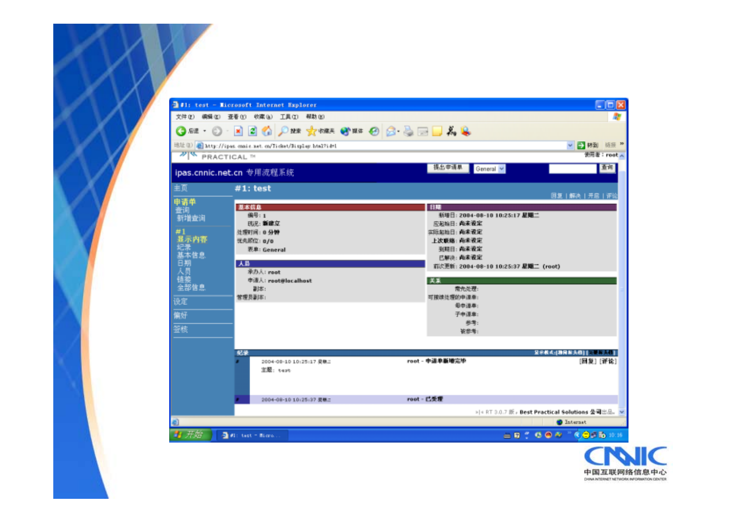#1: test - Microsoft Internet Explorer

文件(F) 编辑(E) 查看(V) 收藏(A) 工具(T) 帮助(H)

地址(D) http://ipas.cnnic.net.cn/Ticket/Display.html?id=1

PRACTICAL ™

使用者：root

ipas.cnnic.net.cn 专用流程系统

提出申请单 General 查询

主页

申请单
- 查询
- 新增查询

#1
- 显示内容
- 纪录
- 基本信息
- 日期
- 人员
- 链接
- 全部信息

设定

偏好

签核

## #1: test

回复 | 解决 | 开启 | 评论

**基本信息**

- 编号：1
- 现况：新建立
- 处理时间：0 分钟
- 优先顺位：0/0
- 表单：General

**日期**

- 新增日：2004-08-10 10:25:17 星期二
- 应起始日：尚未设定
- 实际起始日：尚未设定
- 上次联络：尚未设定
- 到期日：尚未设定
- 已解决：尚未设定
- 前次更新：2004-08-10 10:25:37 星期二 (root)

**人员**

- 承办人：root
- 申请人：root@localhost
- 副本：
- 管理员副本：

**关系**

- 需先处理：
- 可接续处理的申请单：
- 母申请单：
- 子申请单：
- 参考：
- 被参考：

**纪录**

2004-08-10 10:25:17 星期二 root - 申请单新增完毕 [回复] [评论]

主题：test

2004-08-10 10:25:37 星期二 root - 已受理

RT 3.0.7 版，Best Practical Solutions 公司出品。

CNNIC

中国互联网络信息中心

CHINA INTERNET NETWORK INFORMATION CENTER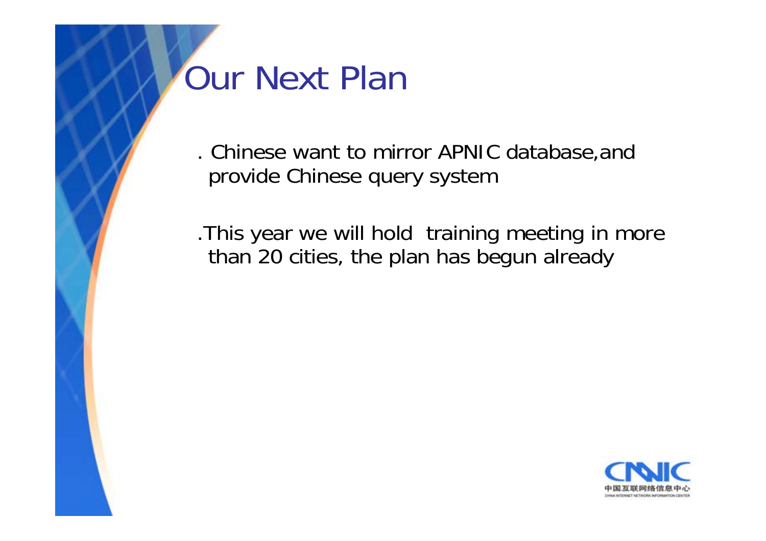# Our Next Plan

. Chinese want to mirror APNIC database,and provide Chinese query system

.This year we will hold  training meeting in more than 20 cities, the plan has begun already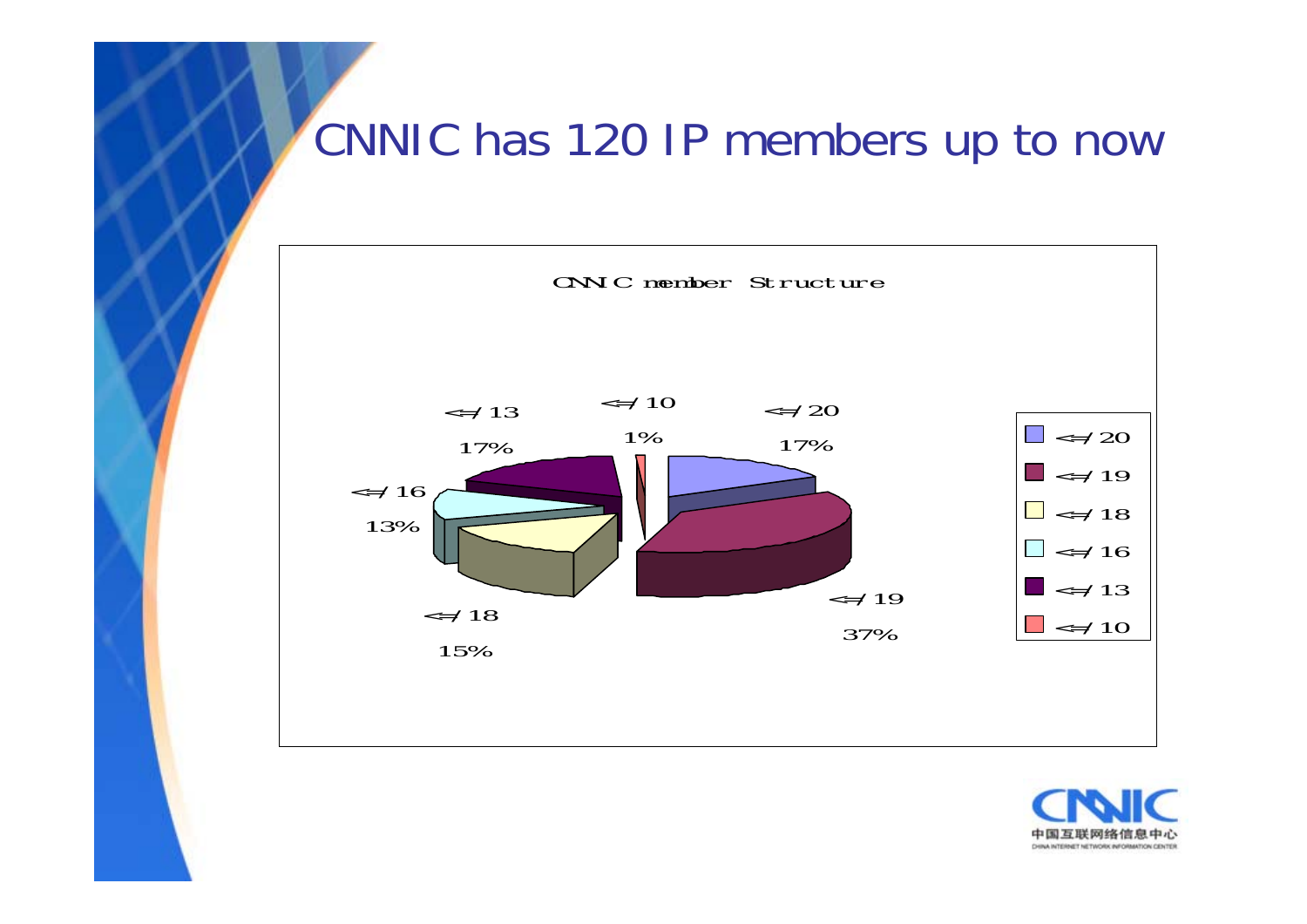# CNNIC has 120 IP members up to now

CNNIC member Structure

| Category | Percentage |
|---|---|
| <=/20 | 17% |
| <=/19 | 37% |
| <=/18 | 15% |
| <=/16 | 13% |
| <=/13 | 17% |
| <=/10 | 1% |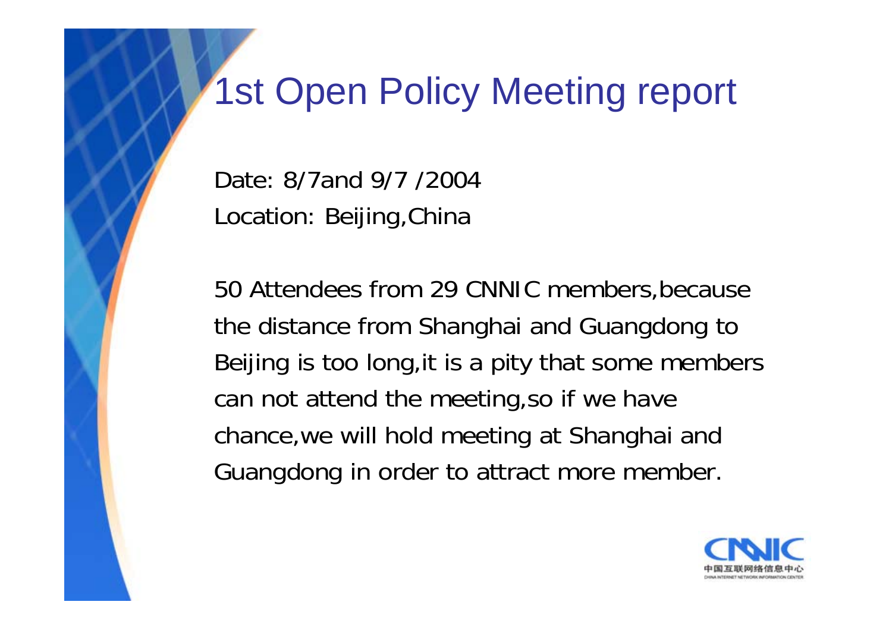# 1st Open Policy Meeting report

Date: 8/7and 9/7 /2004

Location: Beijing,China

50 Attendees from 29 CNNIC members,because the distance from Shanghai and Guangdong to Beijing is too long,it is a pity that some members can not attend the meeting,so if we have chance,we will hold meeting at Shanghai and Guangdong in order to attract more member.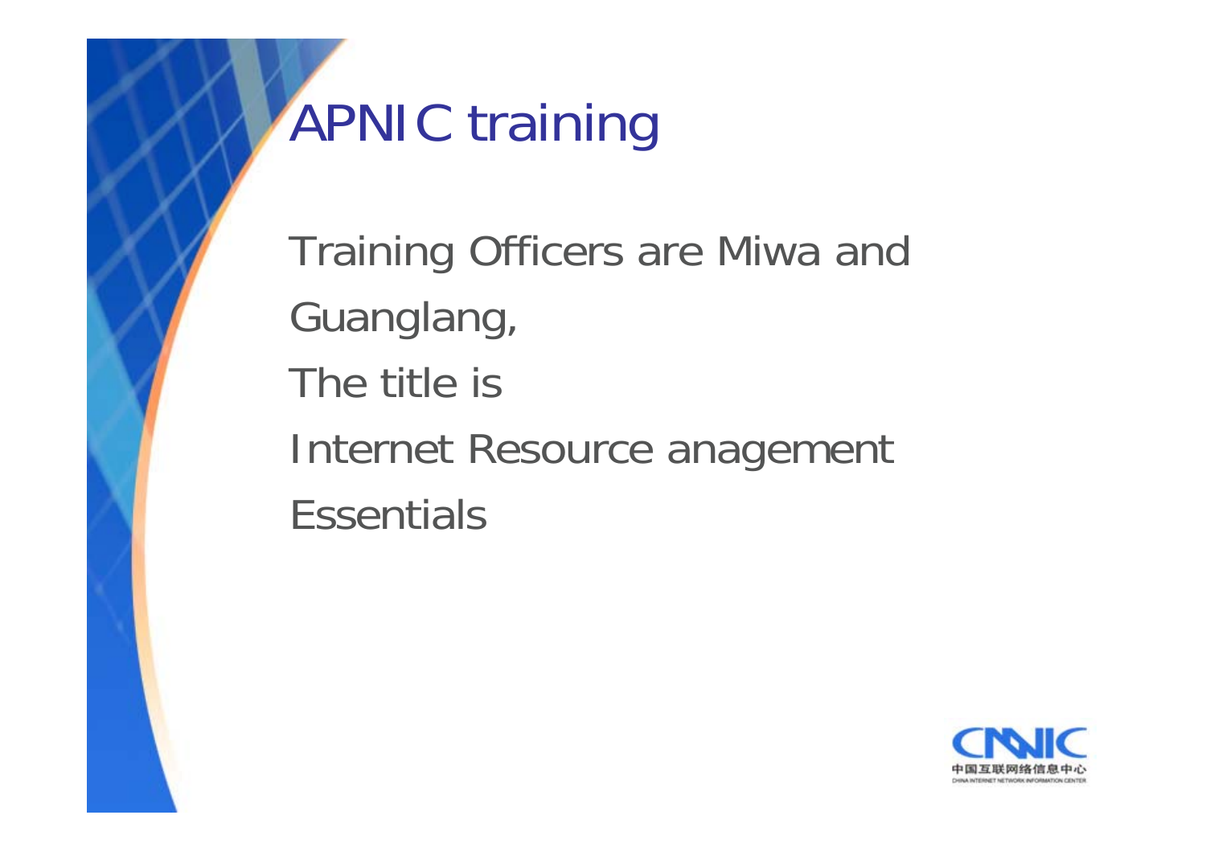# APNIC training

Training Officers are Miwa and Guanglang,

The title is

Internet Resource anagement Essentials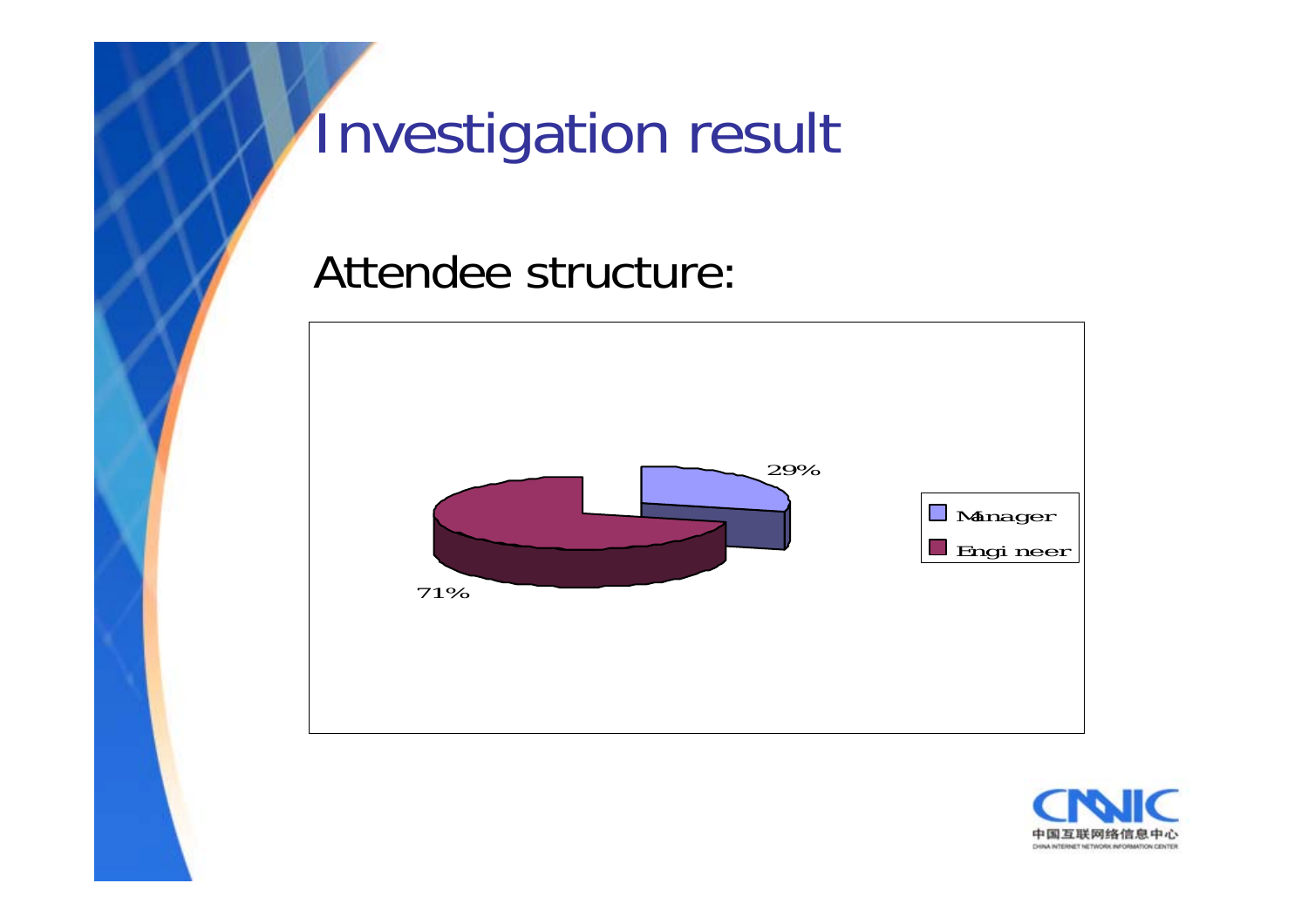# Investigation result

Attendee structure:

| Category | Percentage |
| --- | --- |
| Manager | 29% |
| Engineer | 71% |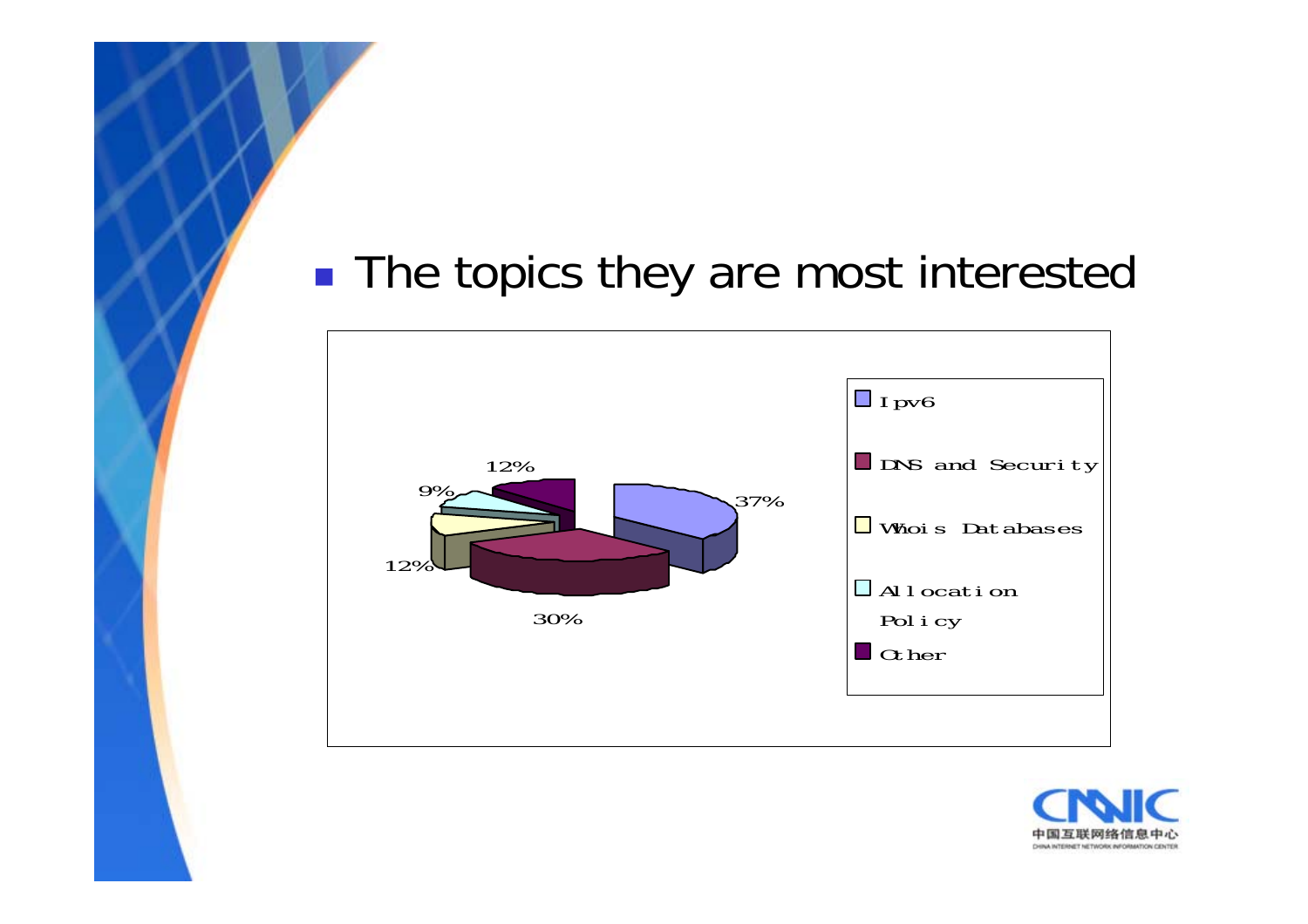- The topics they are most interested

| Topic | Percentage |
| --- | --- |
| Ipv6 | 37% |
| DNS and Security | 30% |
| Whois Databases | 12% |
| Allocation Policy | 9% |
| Other | 12% |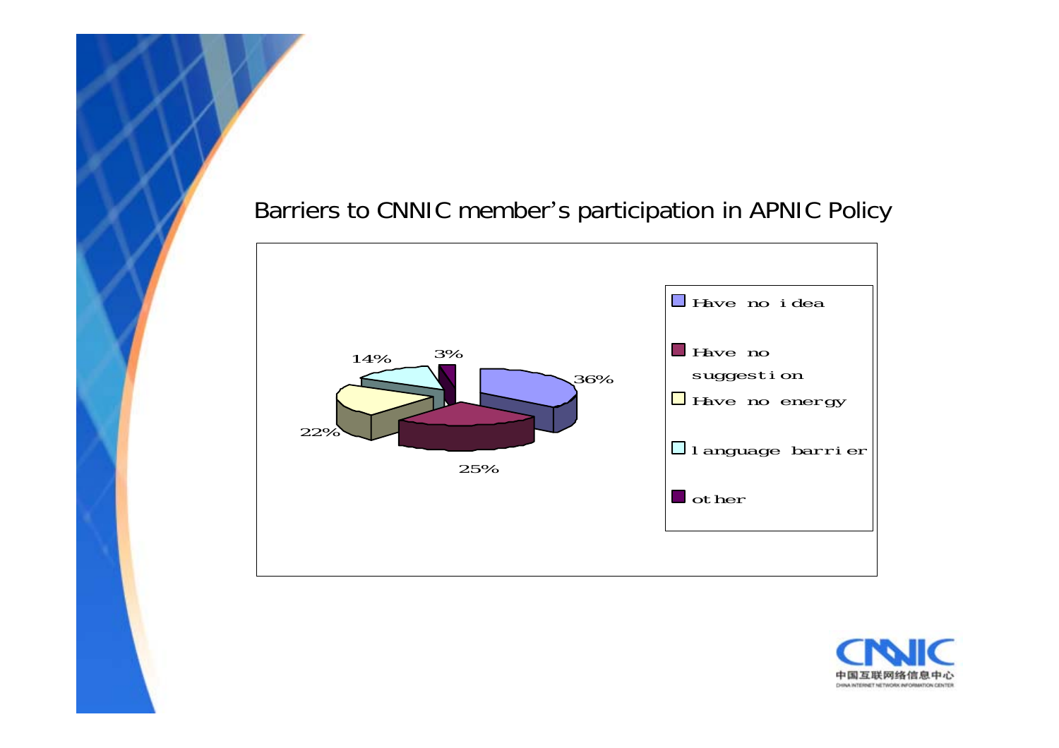Barriers to CNNIC member's participation in APNIC Policy

| Category | Percentage |
| --- | --- |
| Have no idea | 36% |
| Have no suggestion | 25% |
| Have no energy | 22% |
| language barrier | 14% |
| other | 3% |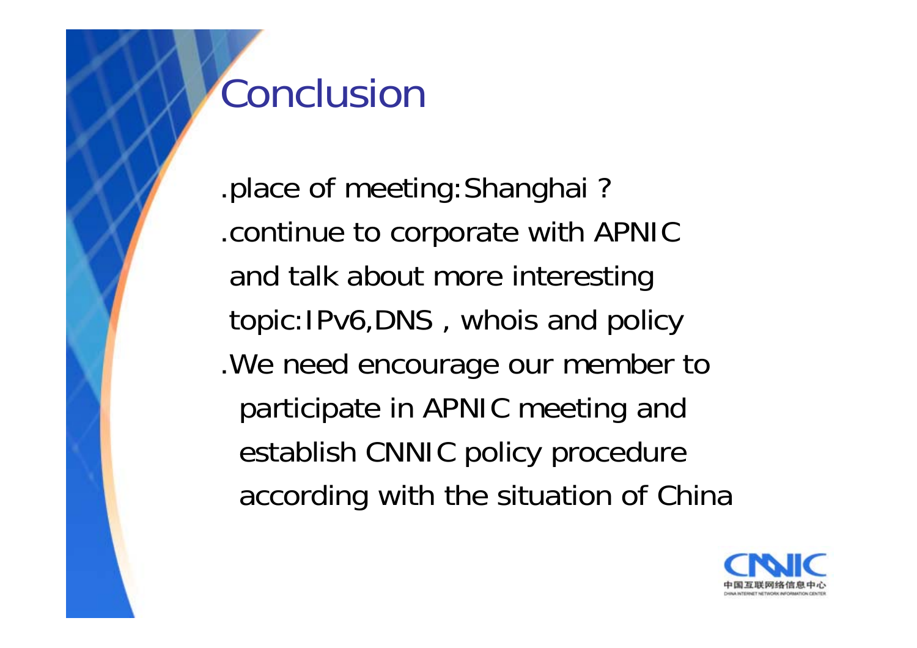# Conclusion

.place of meeting:Shanghai ?

.continue to corporate with APNIC and talk about more interesting topic:IPv6,DNS , whois and policy

.We need encourage our member to participate in APNIC meeting and establish CNNIC policy procedure according with the situation of China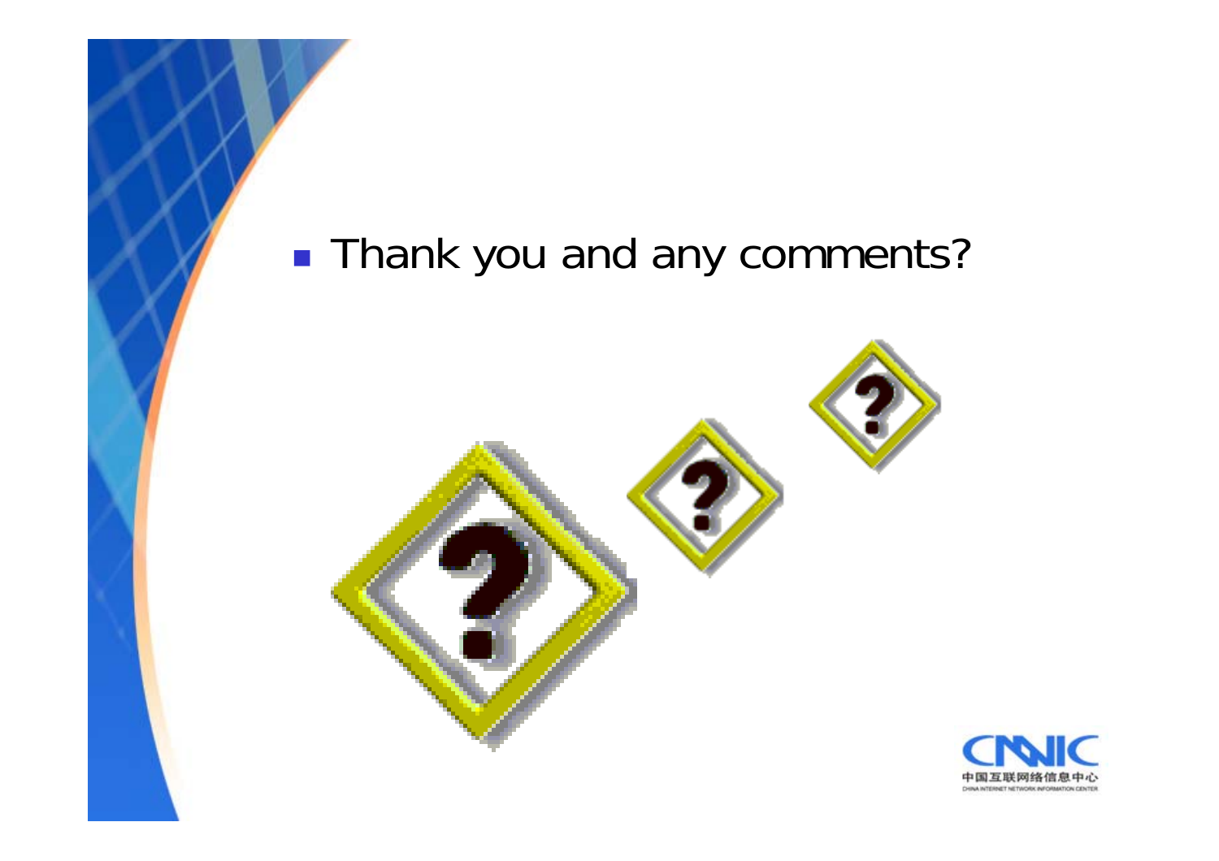- Thank you and any comments?